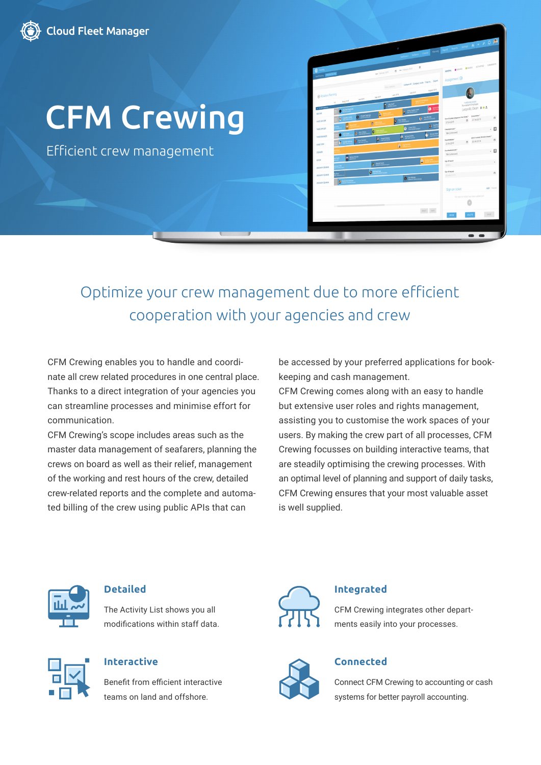Cloud Fleet Manager

# CFM Crewing

Efficient crew management

## Optimize your crew management due to more efficient cooperation with your agencies and crew

CFM Crewing enables you to handle and coordinate all crew related procedures in one central place. Thanks to a direct integration of your agencies you can streamline processes and minimise effort for communication.

CFM Crewing's scope includes areas such as the master data management of seafarers, planning the crews on board as well as their relief, management of the working and rest hours of the crew, detailed crew-related reports and the complete and automated billing of the crew using public APIs that can be accessed by your preferred applications for bookkeeping and cash management.

CFM Crewing comes along with an easy to handle but extensive user roles and rights management, assisting you to customise the work spaces of your users. By making the crew part of all processes, CFM Crewing focusses on building interactive teams, that are steadily optimising the crewing processes. With an optimal level of planning and support of daily tasks, CFM Crewing ensures that your most valuable asset is well supplied.

### Detailed

The Activity List shows you all modifications within staff data.

### Integrated

CFM Crewing integrates other departments easily into your processes.

### Interactive

Benefit from efficient interactive teams on land and offshore.

### Connected

Connect CFM Crewing to accounting or cash systems for better payroll accounting.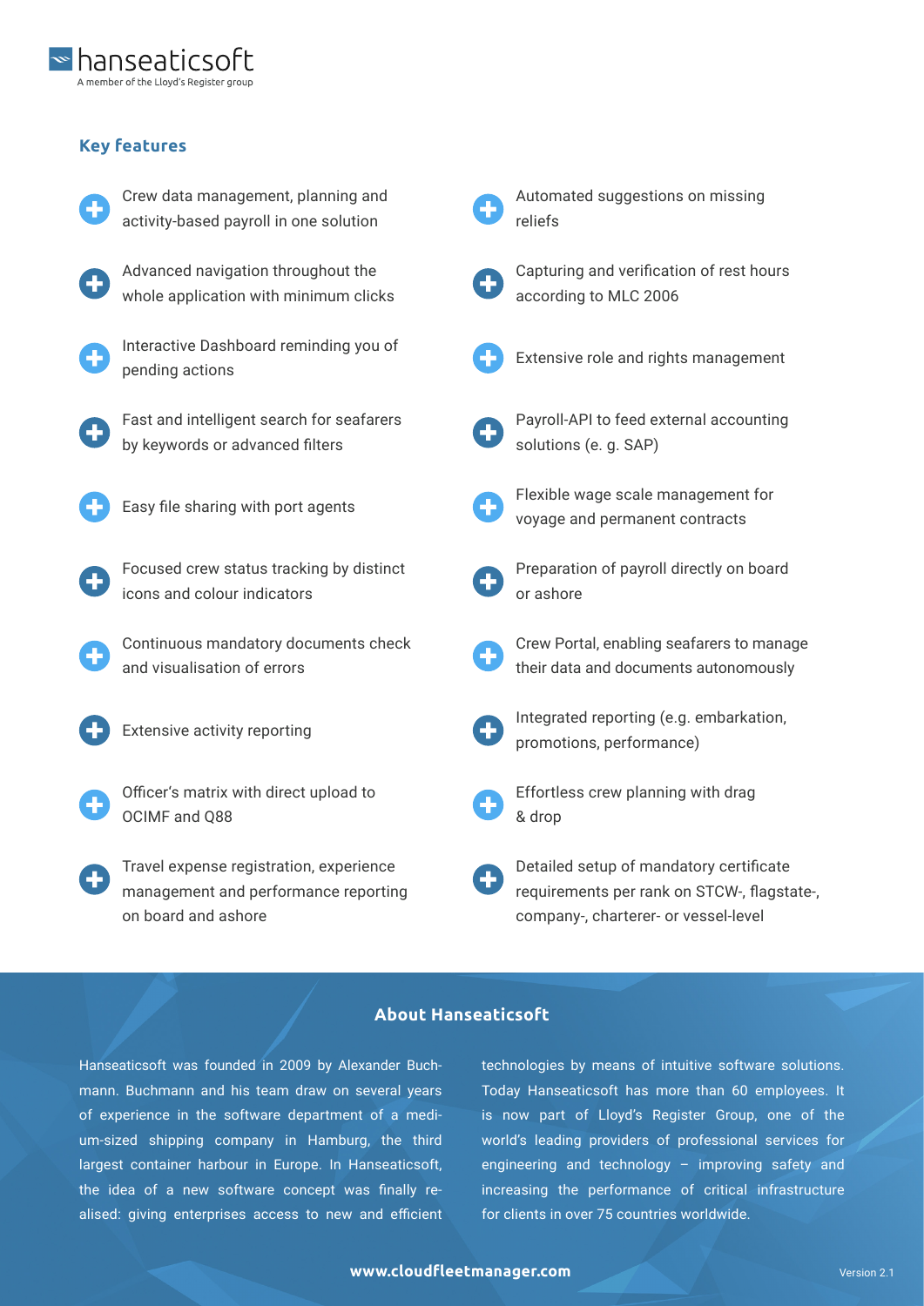hanseaticsoft
A member of the Lloyd's Register group

## Key features

- Crew data management, planning and activity-based payroll in one solution
- Advanced navigation throughout the whole application with minimum clicks
- Interactive Dashboard reminding you of pending actions
- Fast and intelligent search for seafarers by keywords or advanced filters
- Easy file sharing with port agents
- Focused crew status tracking by distinct icons and colour indicators
- Continuous mandatory documents check and visualisation of errors
- Extensive activity reporting
- Officer's matrix with direct upload to OCIMF and Q88
- Travel expense registration, experience management and performance reporting on board and ashore
- Automated suggestions on missing reliefs
- Capturing and verification of rest hours according to MLC 2006
- Extensive role and rights management
- Payroll-API to feed external accounting solutions (e. g. SAP)
- Flexible wage scale management for voyage and permanent contracts
- Preparation of payroll directly on board or ashore
- Crew Portal, enabling seafarers to manage their data and documents autonomously
- Integrated reporting (e.g. embarkation, promotions, performance)
- Effortless crew planning with drag & drop
- Detailed setup of mandatory certificate requirements per rank on STCW-, flagstate-, company-, charterer- or vessel-level

## About Hanseaticsoft

Hanseaticsoft was founded in 2009 by Alexander Buchmann. Buchmann and his team draw on several years of experience in the software department of a medium-sized shipping company in Hamburg, the third largest container harbour in Europe. In Hanseaticsoft, the idea of a new software concept was finally realised: giving enterprises access to new and efficient technologies by means of intuitive software solutions. Today Hanseaticsoft has more than 60 employees. It is now part of Lloyd's Register Group, one of the world's leading providers of professional services for engineering and technology – improving safety and increasing the performance of critical infrastructure for clients in over 75 countries worldwide.

**www.cloudfleetmanager.com**

Version 2.1